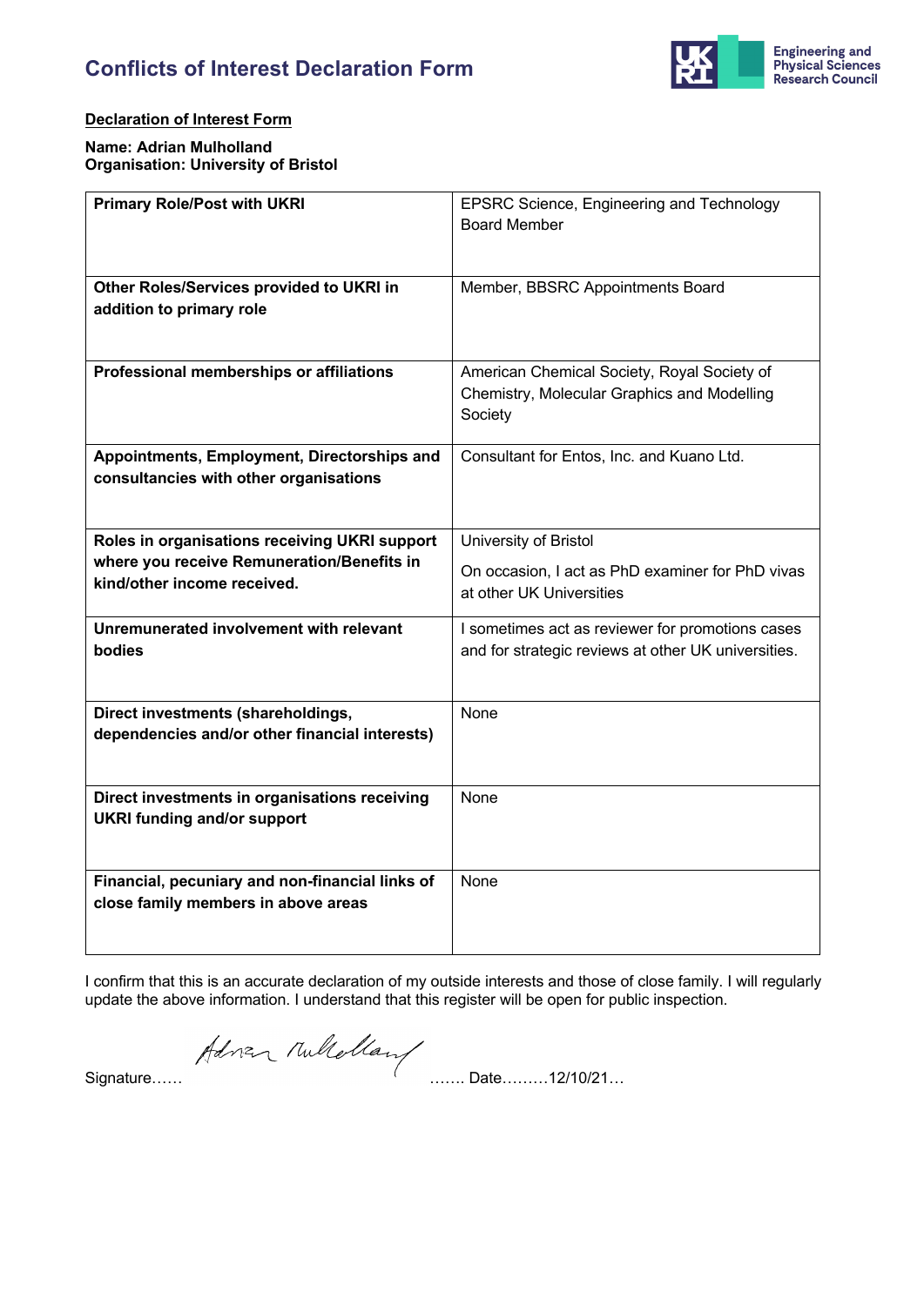# Conflicts of Interest Declaration Form

Engineering and Physical Sciences Research Council

**Declaration of Interest Form**

**Name: Adrian Mulholland**
**Organisation: University of Bristol**

| | |
|---|---|
| **Primary Role/Post with UKRI** | EPSRC Science, Engineering and Technology Board Member |
| **Other Roles/Services provided to UKRI in addition to primary role** | Member, BBSRC Appointments Board |
| **Professional memberships or affiliations** | American Chemical Society, Royal Society of Chemistry, Molecular Graphics and Modelling Society |
| **Appointments, Employment, Directorships and consultancies with other organisations** | Consultant for Entos, Inc. and Kuano Ltd. |
| **Roles in organisations receiving UKRI support where you receive Remuneration/Benefits in kind/other income received.** | University of Bristol<br><br>On occasion, I act as PhD examiner for PhD vivas at other UK Universities |
| **Unremunerated involvement with relevant bodies** | I sometimes act as reviewer for promotions cases and for strategic reviews at other UK universities. |
| **Direct investments (shareholdings, dependencies and/or other financial interests)** | None |
| **Direct investments in organisations receiving UKRI funding and/or support** | None |
| **Financial, pecuniary and non-financial links of close family members in above areas** | None |

I confirm that this is an accurate declaration of my outside interests and those of close family. I will regularly update the above information. I understand that this register will be open for public inspection.

Signature…… Adrian Mulholland ……. Date………12/10/21…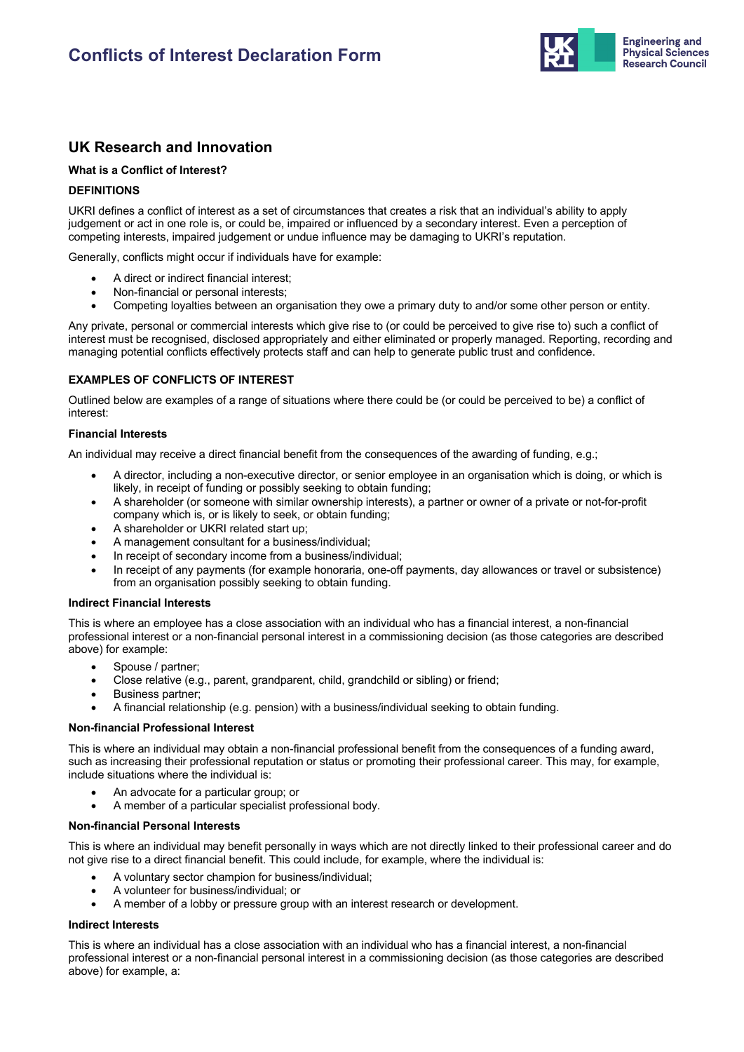# Conflicts of Interest Declaration Form

## UK Research and Innovation

**What is a Conflict of Interest?**

**DEFINITIONS**

UKRI defines a conflict of interest as a set of circumstances that creates a risk that an individual's ability to apply judgement or act in one role is, or could be, impaired or influenced by a secondary interest. Even a perception of competing interests, impaired judgement or undue influence may be damaging to UKRI's reputation.

Generally, conflicts might occur if individuals have for example:

- A direct or indirect financial interest;
- Non-financial or personal interests;
- Competing loyalties between an organisation they owe a primary duty to and/or some other person or entity.

Any private, personal or commercial interests which give rise to (or could be perceived to give rise to) such a conflict of interest must be recognised, disclosed appropriately and either eliminated or properly managed. Reporting, recording and managing potential conflicts effectively protects staff and can help to generate public trust and confidence.

**EXAMPLES OF CONFLICTS OF INTEREST**

Outlined below are examples of a range of situations where there could be (or could be perceived to be) a conflict of interest:

**Financial Interests**

An individual may receive a direct financial benefit from the consequences of the awarding of funding, e.g.;

- A director, including a non-executive director, or senior employee in an organisation which is doing, or which is likely, in receipt of funding or possibly seeking to obtain funding;
- A shareholder (or someone with similar ownership interests), a partner or owner of a private or not-for-profit company which is, or is likely to seek, or obtain funding;
- A shareholder or UKRI related start up;
- A management consultant for a business/individual;
- In receipt of secondary income from a business/individual;
- In receipt of any payments (for example honoraria, one-off payments, day allowances or travel or subsistence) from an organisation possibly seeking to obtain funding.

**Indirect Financial Interests**

This is where an employee has a close association with an individual who has a financial interest, a non-financial professional interest or a non-financial personal interest in a commissioning decision (as those categories are described above) for example:

- Spouse / partner;
- Close relative (e.g., parent, grandparent, child, grandchild or sibling) or friend;
- Business partner;
- A financial relationship (e.g. pension) with a business/individual seeking to obtain funding.

**Non-financial Professional Interest**

This is where an individual may obtain a non-financial professional benefit from the consequences of a funding award, such as increasing their professional reputation or status or promoting their professional career. This may, for example, include situations where the individual is:

- An advocate for a particular group; or
- A member of a particular specialist professional body.

**Non-financial Personal Interests**

This is where an individual may benefit personally in ways which are not directly linked to their professional career and do not give rise to a direct financial benefit. This could include, for example, where the individual is:

- A voluntary sector champion for business/individual;
- A volunteer for business/individual; or
- A member of a lobby or pressure group with an interest research or development.

**Indirect Interests**

This is where an individual has a close association with an individual who has a financial interest, a non-financial professional interest or a non-financial personal interest in a commissioning decision (as those categories are described above) for example, a: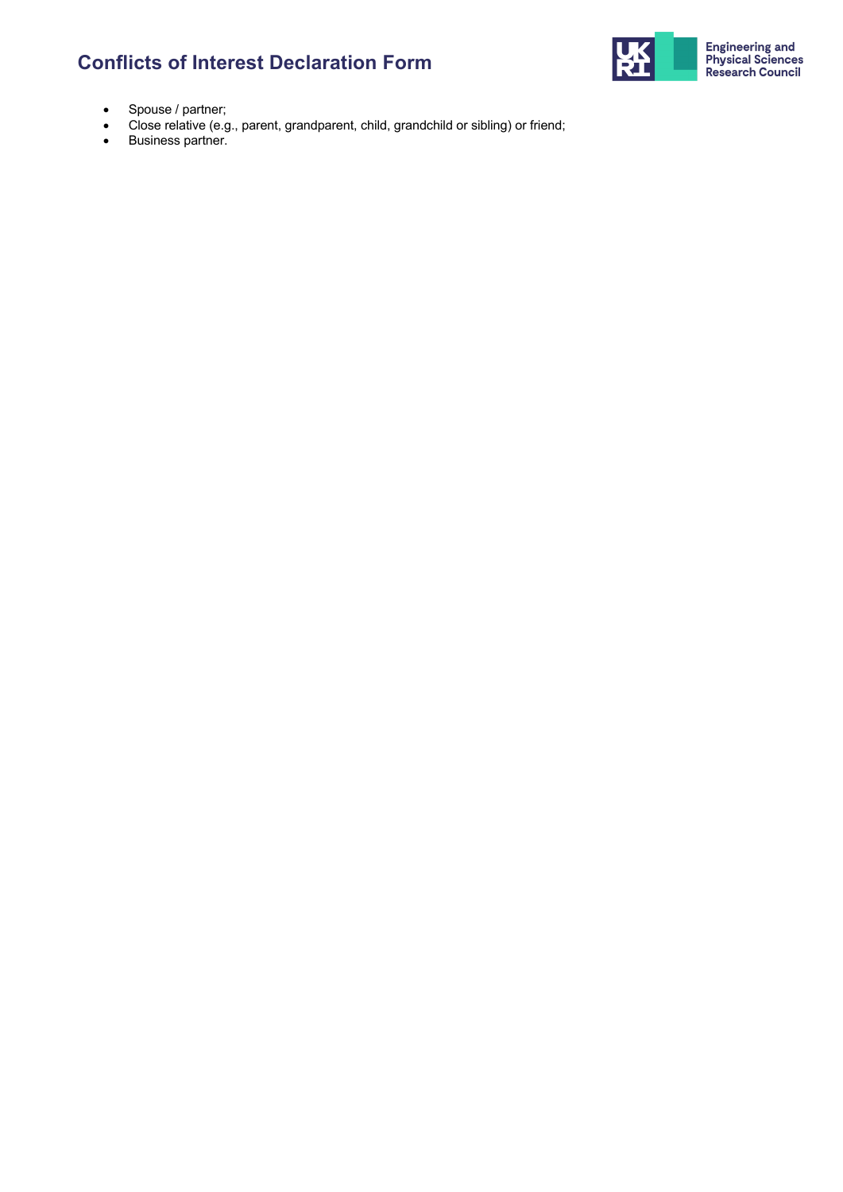- Spouse / partner;
- Close relative (e.g., parent, grandparent, child, grandchild or sibling) or friend;
- Business partner.